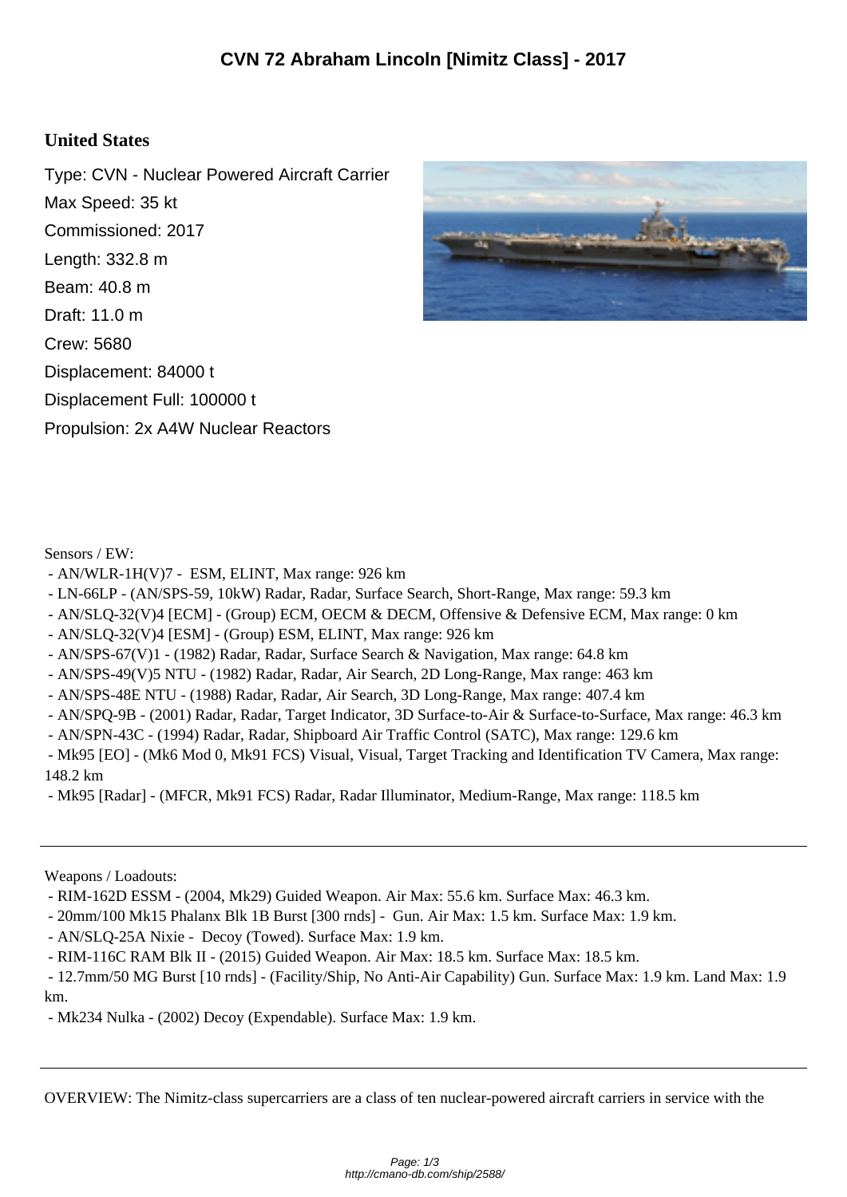# CVN 72 Abraham Lincoln [Nimitz Class] - 2017

**United States**

Type: CVN - Nuclear Powered Aircraft Carrier

Max Speed: 35 kt

Commissioned: 2017

Length: 332.8 m

Beam: 40.8 m

Draft: 11.0 m

Crew: 5680

Displacement: 84000 t

Displacement Full: 100000 t

Propulsion: 2x A4W Nuclear Reactors

Sensors / EW:

- AN/WLR-1H(V)7 - ESM, ELINT, Max range: 926 km
- LN-66LP - (AN/SPS-59, 10kW) Radar, Radar, Surface Search, Short-Range, Max range: 59.3 km
- AN/SLQ-32(V)4 [ECM] - (Group) ECM, OECM & DECM, Offensive & Defensive ECM, Max range: 0 km
- AN/SLQ-32(V)4 [ESM] - (Group) ESM, ELINT, Max range: 926 km
- AN/SPS-67(V)1 - (1982) Radar, Radar, Surface Search & Navigation, Max range: 64.8 km
- AN/SPS-49(V)5 NTU - (1982) Radar, Radar, Air Search, 2D Long-Range, Max range: 463 km
- AN/SPS-48E NTU - (1988) Radar, Radar, Air Search, 3D Long-Range, Max range: 407.4 km
- AN/SPQ-9B - (2001) Radar, Radar, Target Indicator, 3D Surface-to-Air & Surface-to-Surface, Max range: 46.3 km
- AN/SPN-43C - (1994) Radar, Radar, Shipboard Air Traffic Control (SATC), Max range: 129.6 km
- Mk95 [EO] - (Mk6 Mod 0, Mk91 FCS) Visual, Visual, Target Tracking and Identification TV Camera, Max range: 148.2 km
- Mk95 [Radar] - (MFCR, Mk91 FCS) Radar, Radar Illuminator, Medium-Range, Max range: 118.5 km

---

Weapons / Loadouts:

- RIM-162D ESSM - (2004, Mk29) Guided Weapon. Air Max: 55.6 km. Surface Max: 46.3 km.
- 20mm/100 Mk15 Phalanx Blk 1B Burst [300 rnds] - Gun. Air Max: 1.5 km. Surface Max: 1.9 km.
- AN/SLQ-25A Nixie - Decoy (Towed). Surface Max: 1.9 km.
- RIM-116C RAM Blk II - (2015) Guided Weapon. Air Max: 18.5 km. Surface Max: 18.5 km.
- 12.7mm/50 MG Burst [10 rnds] - (Facility/Ship, No Anti-Air Capability) Gun. Surface Max: 1.9 km. Land Max: 1.9 km.
- Mk234 Nulka - (2002) Decoy (Expendable). Surface Max: 1.9 km.

---

OVERVIEW: The Nimitz-class supercarriers are a class of ten nuclear-powered aircraft carriers in service with the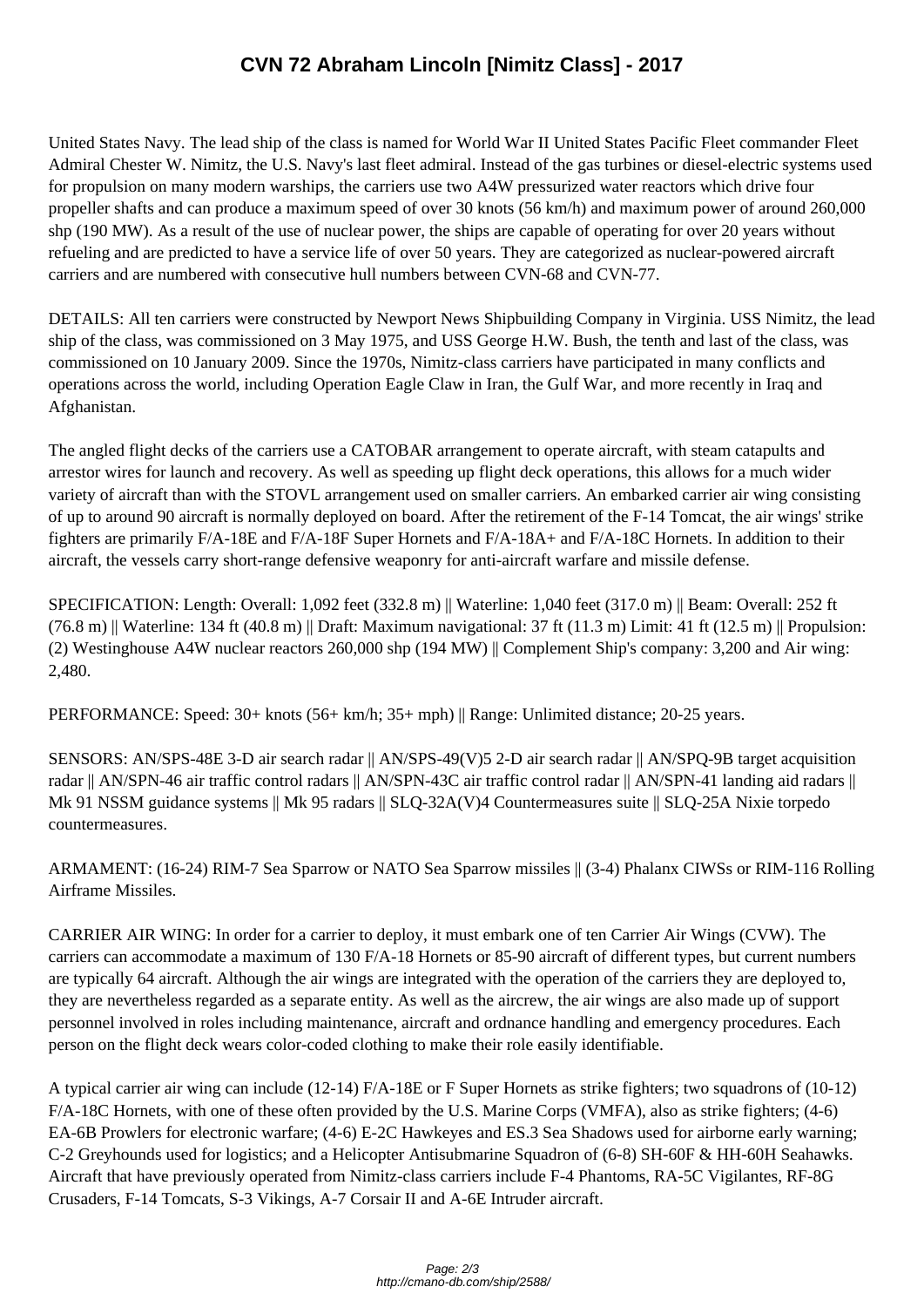# CVN 72 Abraham Lincoln [Nimitz Class] - 2017

United States Navy. The lead ship of the class is named for World War II United States Pacific Fleet commander Fleet Admiral Chester W. Nimitz, the U.S. Navy's last fleet admiral. Instead of the gas turbines or diesel-electric systems used for propulsion on many modern warships, the carriers use two A4W pressurized water reactors which drive four propeller shafts and can produce a maximum speed of over 30 knots (56 km/h) and maximum power of around 260,000 shp (190 MW). As a result of the use of nuclear power, the ships are capable of operating for over 20 years without refueling and are predicted to have a service life of over 50 years. They are categorized as nuclear-powered aircraft carriers and are numbered with consecutive hull numbers between CVN-68 and CVN-77.

DETAILS: All ten carriers were constructed by Newport News Shipbuilding Company in Virginia. USS Nimitz, the lead ship of the class, was commissioned on 3 May 1975, and USS George H.W. Bush, the tenth and last of the class, was commissioned on 10 January 2009. Since the 1970s, Nimitz-class carriers have participated in many conflicts and operations across the world, including Operation Eagle Claw in Iran, the Gulf War, and more recently in Iraq and Afghanistan.

The angled flight decks of the carriers use a CATOBAR arrangement to operate aircraft, with steam catapults and arrestor wires for launch and recovery. As well as speeding up flight deck operations, this allows for a much wider variety of aircraft than with the STOVL arrangement used on smaller carriers. An embarked carrier air wing consisting of up to around 90 aircraft is normally deployed on board. After the retirement of the F-14 Tomcat, the air wings' strike fighters are primarily F/A-18E and F/A-18F Super Hornets and F/A-18A+ and F/A-18C Hornets. In addition to their aircraft, the vessels carry short-range defensive weaponry for anti-aircraft warfare and missile defense.

SPECIFICATION: Length: Overall: 1,092 feet (332.8 m) || Waterline: 1,040 feet (317.0 m) || Beam: Overall: 252 ft (76.8 m) || Waterline: 134 ft (40.8 m) || Draft: Maximum navigational: 37 ft (11.3 m) Limit: 41 ft (12.5 m) || Propulsion: (2) Westinghouse A4W nuclear reactors 260,000 shp (194 MW) || Complement Ship's company: 3,200 and Air wing: 2,480.

PERFORMANCE: Speed: 30+ knots (56+ km/h; 35+ mph) || Range: Unlimited distance; 20-25 years.

SENSORS: AN/SPS-48E 3-D air search radar || AN/SPS-49(V)5 2-D air search radar || AN/SPQ-9B target acquisition radar || AN/SPN-46 air traffic control radars || AN/SPN-43C air traffic control radar || AN/SPN-41 landing aid radars || Mk 91 NSSM guidance systems || Mk 95 radars || SLQ-32A(V)4 Countermeasures suite || SLQ-25A Nixie torpedo countermeasures.

ARMAMENT: (16-24) RIM-7 Sea Sparrow or NATO Sea Sparrow missiles || (3-4) Phalanx CIWSs or RIM-116 Rolling Airframe Missiles.

CARRIER AIR WING: In order for a carrier to deploy, it must embark one of ten Carrier Air Wings (CVW). The carriers can accommodate a maximum of 130 F/A-18 Hornets or 85-90 aircraft of different types, but current numbers are typically 64 aircraft. Although the air wings are integrated with the operation of the carriers they are deployed to, they are nevertheless regarded as a separate entity. As well as the aircrew, the air wings are also made up of support personnel involved in roles including maintenance, aircraft and ordnance handling and emergency procedures. Each person on the flight deck wears color-coded clothing to make their role easily identifiable.

A typical carrier air wing can include (12-14) F/A-18E or F Super Hornets as strike fighters; two squadrons of (10-12) F/A-18C Hornets, with one of these often provided by the U.S. Marine Corps (VMFA), also as strike fighters; (4-6) EA-6B Prowlers for electronic warfare; (4-6) E-2C Hawkeyes and ES.3 Sea Shadows used for airborne early warning; C-2 Greyhounds used for logistics; and a Helicopter Antisubmarine Squadron of (6-8) SH-60F & HH-60H Seahawks. Aircraft that have previously operated from Nimitz-class carriers include F-4 Phantoms, RA-5C Vigilantes, RF-8G Crusaders, F-14 Tomcats, S-3 Vikings, A-7 Corsair II and A-6E Intruder aircraft.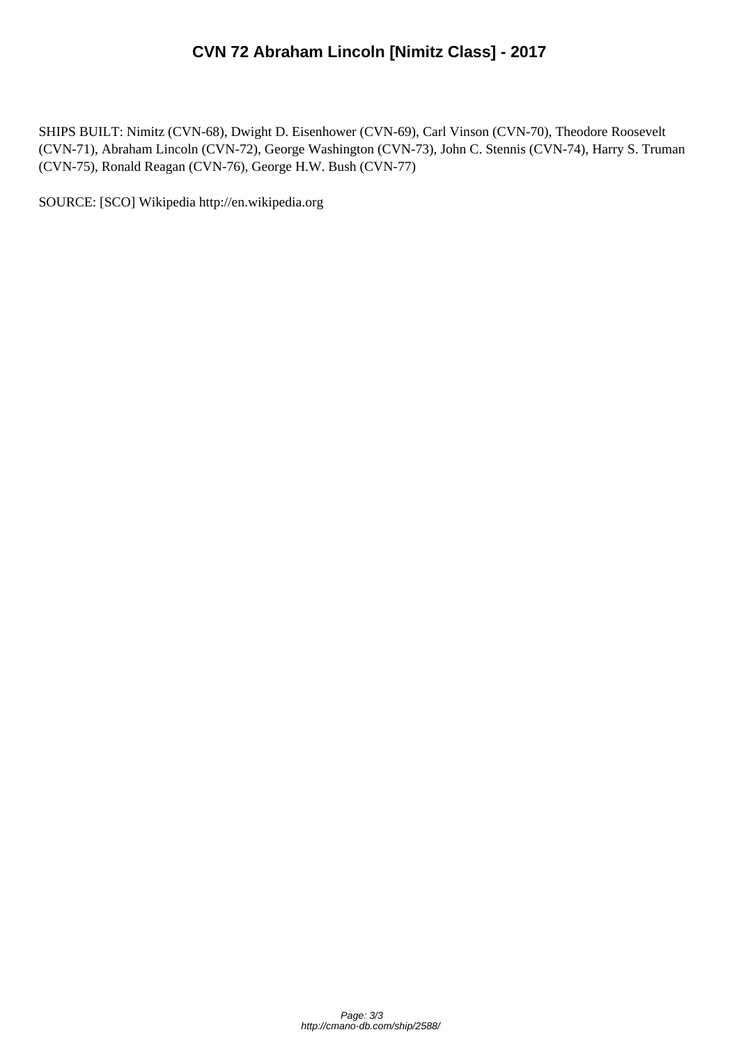SHIPS BUILT: Nimitz (CVN-68), Dwight D. Eisenhower (CVN-69), Carl Vinson (CVN-70), Theodore Roosevelt (CVN-71), Abraham Lincoln (CVN-72), George Washington (CVN-73), John C. Stennis (CVN-74), Harry S. Truman (CVN-75), Ronald Reagan (CVN-76), George H.W. Bush (CVN-77)

SOURCE: [SCO] Wikipedia http://en.wikipedia.org